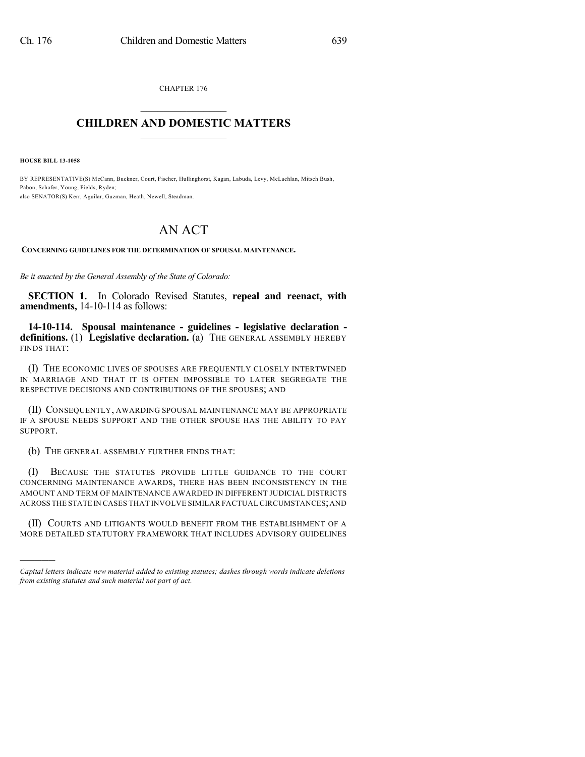CHAPTER 176

## CHILDREN AND DOMESTIC MATTERS

**HOUSE BILL 13-1058**

BY REPRESENTATIVE(S) McCann, Buckner, Court, Fischer, Hullinghorst, Kagan, Labuda, Levy, McLachlan, Mitsch Bush, Pabon, Schafer, Young, Fields, Ryden;
also SENATOR(S) Kerr, Aguilar, Guzman, Heath, Newell, Steadman.

# AN ACT

**CONCERNING GUIDELINES FOR THE DETERMINATION OF SPOUSAL MAINTENANCE.**

*Be it enacted by the General Assembly of the State of Colorado:*

**SECTION 1.** In Colorado Revised Statutes, **repeal and reenact, with amendments,** 14-10-114 as follows:

**14-10-114. Spousal maintenance - guidelines - legislative declaration - definitions.** (1) **Legislative declaration.** (a) THE GENERAL ASSEMBLY HEREBY FINDS THAT:

(I) THE ECONOMIC LIVES OF SPOUSES ARE FREQUENTLY CLOSELY INTERTWINED IN MARRIAGE AND THAT IT IS OFTEN IMPOSSIBLE TO LATER SEGREGATE THE RESPECTIVE DECISIONS AND CONTRIBUTIONS OF THE SPOUSES; AND

(II) CONSEQUENTLY, AWARDING SPOUSAL MAINTENANCE MAY BE APPROPRIATE IF A SPOUSE NEEDS SUPPORT AND THE OTHER SPOUSE HAS THE ABILITY TO PAY SUPPORT.

(b) THE GENERAL ASSEMBLY FURTHER FINDS THAT:

(I) BECAUSE THE STATUTES PROVIDE LITTLE GUIDANCE TO THE COURT CONCERNING MAINTENANCE AWARDS, THERE HAS BEEN INCONSISTENCY IN THE AMOUNT AND TERM OF MAINTENANCE AWARDED IN DIFFERENT JUDICIAL DISTRICTS ACROSS THE STATE IN CASES THAT INVOLVE SIMILAR FACTUAL CIRCUMSTANCES; AND

(II) COURTS AND LITIGANTS WOULD BENEFIT FROM THE ESTABLISHMENT OF A MORE DETAILED STATUTORY FRAMEWORK THAT INCLUDES ADVISORY GUIDELINES

---

*Capital letters indicate new material added to existing statutes; dashes through words indicate deletions from existing statutes and such material not part of act.*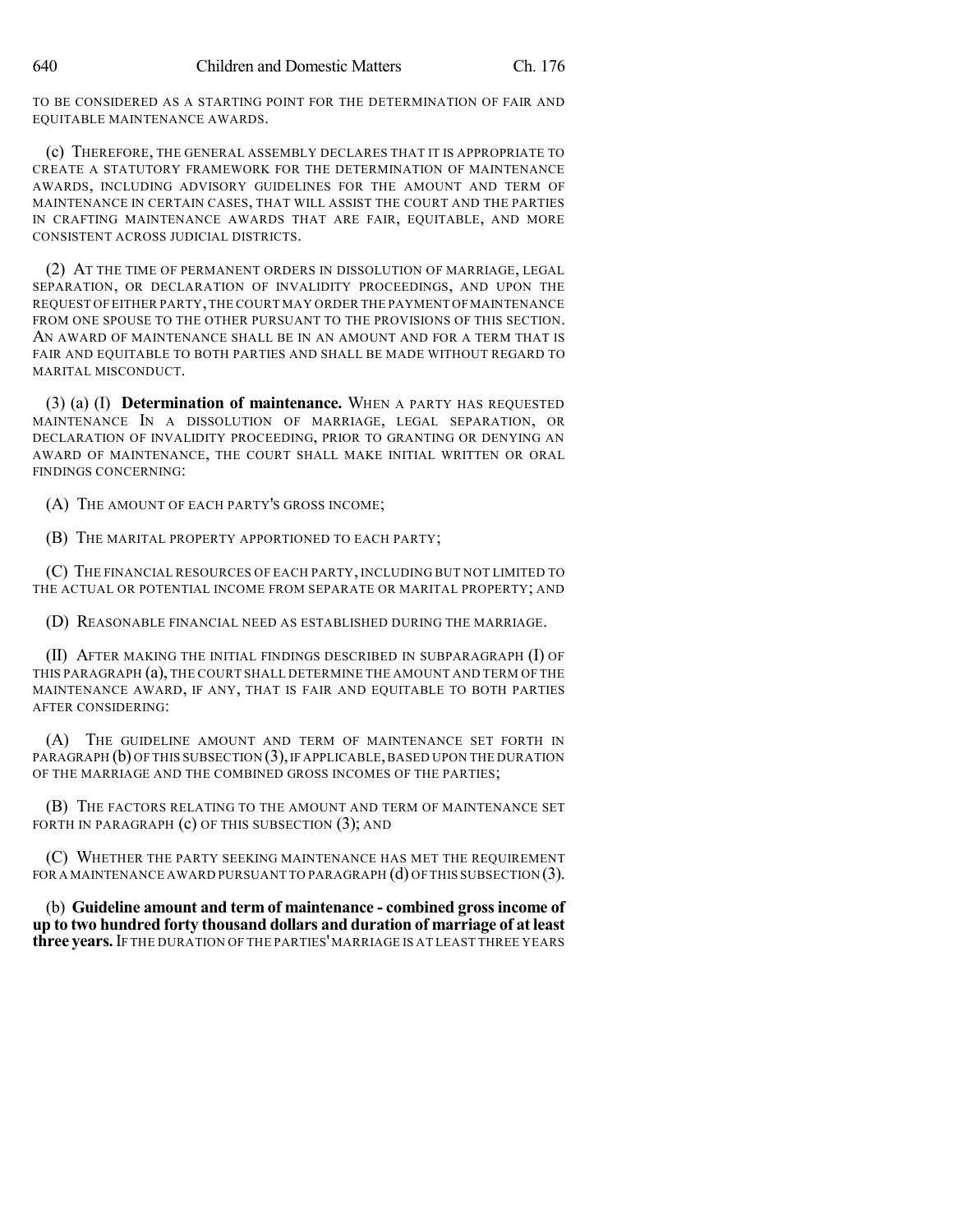TO BE CONSIDERED AS A STARTING POINT FOR THE DETERMINATION OF FAIR AND EQUITABLE MAINTENANCE AWARDS.

(c) THEREFORE, THE GENERAL ASSEMBLY DECLARES THAT IT IS APPROPRIATE TO CREATE A STATUTORY FRAMEWORK FOR THE DETERMINATION OF MAINTENANCE AWARDS, INCLUDING ADVISORY GUIDELINES FOR THE AMOUNT AND TERM OF MAINTENANCE IN CERTAIN CASES, THAT WILL ASSIST THE COURT AND THE PARTIES IN CRAFTING MAINTENANCE AWARDS THAT ARE FAIR, EQUITABLE, AND MORE CONSISTENT ACROSS JUDICIAL DISTRICTS.

(2) AT THE TIME OF PERMANENT ORDERS IN DISSOLUTION OF MARRIAGE, LEGAL SEPARATION, OR DECLARATION OF INVALIDITY PROCEEDINGS, AND UPON THE REQUEST OF EITHER PARTY, THE COURT MAY ORDER THE PAYMENT OF MAINTENANCE FROM ONE SPOUSE TO THE OTHER PURSUANT TO THE PROVISIONS OF THIS SECTION. AN AWARD OF MAINTENANCE SHALL BE IN AN AMOUNT AND FOR A TERM THAT IS FAIR AND EQUITABLE TO BOTH PARTIES AND SHALL BE MADE WITHOUT REGARD TO MARITAL MISCONDUCT.

(3) (a) (I) **Determination of maintenance.** WHEN A PARTY HAS REQUESTED MAINTENANCE IN A DISSOLUTION OF MARRIAGE, LEGAL SEPARATION, OR DECLARATION OF INVALIDITY PROCEEDING, PRIOR TO GRANTING OR DENYING AN AWARD OF MAINTENANCE, THE COURT SHALL MAKE INITIAL WRITTEN OR ORAL FINDINGS CONCERNING:

(A) THE AMOUNT OF EACH PARTY'S GROSS INCOME;

(B) THE MARITAL PROPERTY APPORTIONED TO EACH PARTY;

(C) THE FINANCIAL RESOURCES OF EACH PARTY, INCLUDING BUT NOT LIMITED TO THE ACTUAL OR POTENTIAL INCOME FROM SEPARATE OR MARITAL PROPERTY; AND

(D) REASONABLE FINANCIAL NEED AS ESTABLISHED DURING THE MARRIAGE.

(II) AFTER MAKING THE INITIAL FINDINGS DESCRIBED IN SUBPARAGRAPH (I) OF THIS PARAGRAPH (a), THE COURT SHALL DETERMINE THE AMOUNT AND TERM OF THE MAINTENANCE AWARD, IF ANY, THAT IS FAIR AND EQUITABLE TO BOTH PARTIES AFTER CONSIDERING:

(A) THE GUIDELINE AMOUNT AND TERM OF MAINTENANCE SET FORTH IN PARAGRAPH (b) OF THIS SUBSECTION (3), IF APPLICABLE, BASED UPON THE DURATION OF THE MARRIAGE AND THE COMBINED GROSS INCOMES OF THE PARTIES;

(B) THE FACTORS RELATING TO THE AMOUNT AND TERM OF MAINTENANCE SET FORTH IN PARAGRAPH (c) OF THIS SUBSECTION (3); AND

(C) WHETHER THE PARTY SEEKING MAINTENANCE HAS MET THE REQUIREMENT FOR A MAINTENANCE AWARD PURSUANT TO PARAGRAPH (d) OF THIS SUBSECTION (3).

(b) **Guideline amount and term of maintenance - combined gross income of up to two hundred forty thousand dollars and duration of marriage of at least three years.** IF THE DURATION OF THE PARTIES' MARRIAGE IS AT LEAST THREE YEARS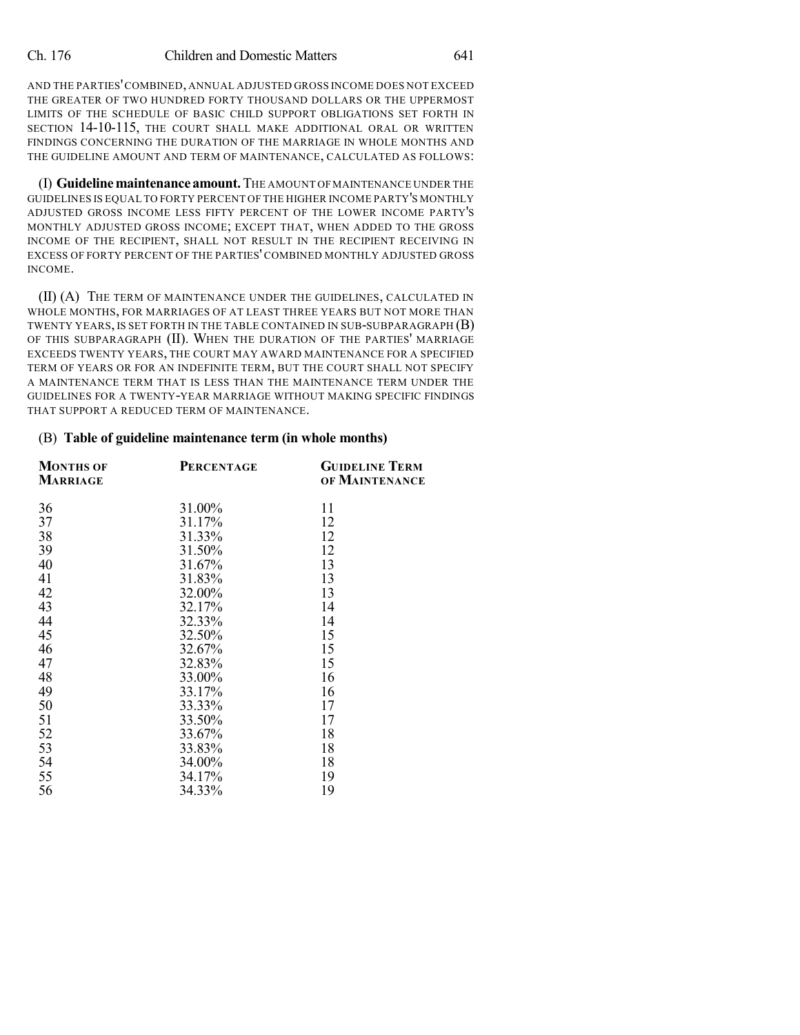AND THE PARTIES' COMBINED, ANNUAL ADJUSTED GROSS INCOME DOES NOT EXCEED THE GREATER OF TWO HUNDRED FORTY THOUSAND DOLLARS OR THE UPPERMOST LIMITS OF THE SCHEDULE OF BASIC CHILD SUPPORT OBLIGATIONS SET FORTH IN SECTION 14-10-115, THE COURT SHALL MAKE ADDITIONAL ORAL OR WRITTEN FINDINGS CONCERNING THE DURATION OF THE MARRIAGE IN WHOLE MONTHS AND THE GUIDELINE AMOUNT AND TERM OF MAINTENANCE, CALCULATED AS FOLLOWS:

(I) **Guideline maintenance amount.** THE AMOUNT OF MAINTENANCE UNDER THE GUIDELINES IS EQUAL TO FORTY PERCENT OF THE HIGHER INCOME PARTY'S MONTHLY ADJUSTED GROSS INCOME LESS FIFTY PERCENT OF THE LOWER INCOME PARTY'S MONTHLY ADJUSTED GROSS INCOME; EXCEPT THAT, WHEN ADDED TO THE GROSS INCOME OF THE RECIPIENT, SHALL NOT RESULT IN THE RECIPIENT RECEIVING IN EXCESS OF FORTY PERCENT OF THE PARTIES' COMBINED MONTHLY ADJUSTED GROSS INCOME.

(II) (A) THE TERM OF MAINTENANCE UNDER THE GUIDELINES, CALCULATED IN WHOLE MONTHS, FOR MARRIAGES OF AT LEAST THREE YEARS BUT NOT MORE THAN TWENTY YEARS, IS SET FORTH IN THE TABLE CONTAINED IN SUB-SUBPARAGRAPH (B) OF THIS SUBPARAGRAPH (II). WHEN THE DURATION OF THE PARTIES' MARRIAGE EXCEEDS TWENTY YEARS, THE COURT MAY AWARD MAINTENANCE FOR A SPECIFIED TERM OF YEARS OR FOR AN INDEFINITE TERM, BUT THE COURT SHALL NOT SPECIFY A MAINTENANCE TERM THAT IS LESS THAN THE MAINTENANCE TERM UNDER THE GUIDELINES FOR A TWENTY-YEAR MARRIAGE WITHOUT MAKING SPECIFIC FINDINGS THAT SUPPORT A REDUCED TERM OF MAINTENANCE.

(B) **Table of guideline maintenance term (in whole months)**

| MONTHS OF MARRIAGE | PERCENTAGE | GUIDELINE TERM OF MAINTENANCE |
|---|---|---|
| 36 | 31.00% | 11 |
| 37 | 31.17% | 12 |
| 38 | 31.33% | 12 |
| 39 | 31.50% | 12 |
| 40 | 31.67% | 13 |
| 41 | 31.83% | 13 |
| 42 | 32.00% | 13 |
| 43 | 32.17% | 14 |
| 44 | 32.33% | 14 |
| 45 | 32.50% | 15 |
| 46 | 32.67% | 15 |
| 47 | 32.83% | 15 |
| 48 | 33.00% | 16 |
| 49 | 33.17% | 16 |
| 50 | 33.33% | 17 |
| 51 | 33.50% | 17 |
| 52 | 33.67% | 18 |
| 53 | 33.83% | 18 |
| 54 | 34.00% | 18 |
| 55 | 34.17% | 19 |
| 56 | 34.33% | 19 |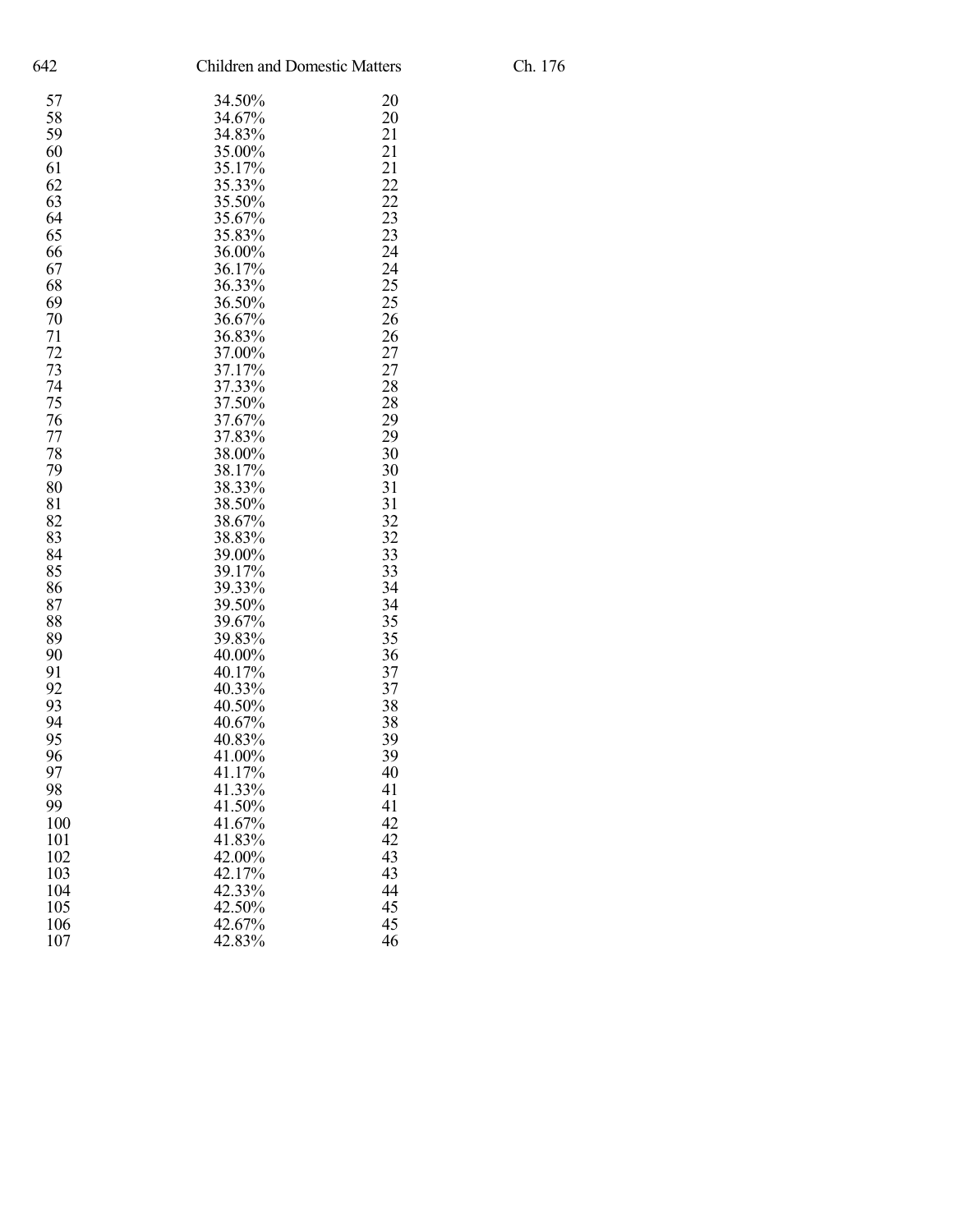| | | |
|---|---|---|
| 57 | 34.50% | 20 |
| 58 | 34.67% | 20 |
| 59 | 34.83% | 21 |
| 60 | 35.00% | 21 |
| 61 | 35.17% | 21 |
| 62 | 35.33% | 22 |
| 63 | 35.50% | 22 |
| 64 | 35.67% | 23 |
| 65 | 35.83% | 23 |
| 66 | 36.00% | 24 |
| 67 | 36.17% | 24 |
| 68 | 36.33% | 25 |
| 69 | 36.50% | 25 |
| 70 | 36.67% | 26 |
| 71 | 36.83% | 26 |
| 72 | 37.00% | 27 |
| 73 | 37.17% | 27 |
| 74 | 37.33% | 28 |
| 75 | 37.50% | 28 |
| 76 | 37.67% | 29 |
| 77 | 37.83% | 29 |
| 78 | 38.00% | 30 |
| 79 | 38.17% | 30 |
| 80 | 38.33% | 31 |
| 81 | 38.50% | 31 |
| 82 | 38.67% | 32 |
| 83 | 38.83% | 32 |
| 84 | 39.00% | 33 |
| 85 | 39.17% | 33 |
| 86 | 39.33% | 34 |
| 87 | 39.50% | 34 |
| 88 | 39.67% | 35 |
| 89 | 39.83% | 35 |
| 90 | 40.00% | 36 |
| 91 | 40.17% | 37 |
| 92 | 40.33% | 37 |
| 93 | 40.50% | 38 |
| 94 | 40.67% | 38 |
| 95 | 40.83% | 39 |
| 96 | 41.00% | 39 |
| 97 | 41.17% | 40 |
| 98 | 41.33% | 41 |
| 99 | 41.50% | 41 |
| 100 | 41.67% | 42 |
| 101 | 41.83% | 42 |
| 102 | 42.00% | 43 |
| 103 | 42.17% | 43 |
| 104 | 42.33% | 44 |
| 105 | 42.50% | 45 |
| 106 | 42.67% | 45 |
| 107 | 42.83% | 46 |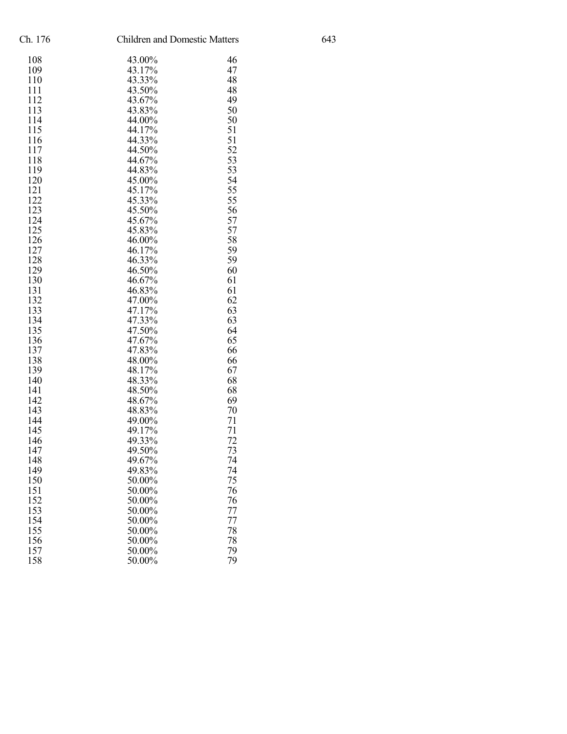| | | |
|---|---|---|
| 108 | 43.00% | 46 |
| 109 | 43.17% | 47 |
| 110 | 43.33% | 48 |
| 111 | 43.50% | 48 |
| 112 | 43.67% | 49 |
| 113 | 43.83% | 50 |
| 114 | 44.00% | 50 |
| 115 | 44.17% | 51 |
| 116 | 44.33% | 51 |
| 117 | 44.50% | 52 |
| 118 | 44.67% | 53 |
| 119 | 44.83% | 53 |
| 120 | 45.00% | 54 |
| 121 | 45.17% | 55 |
| 122 | 45.33% | 55 |
| 123 | 45.50% | 56 |
| 124 | 45.67% | 57 |
| 125 | 45.83% | 57 |
| 126 | 46.00% | 58 |
| 127 | 46.17% | 59 |
| 128 | 46.33% | 59 |
| 129 | 46.50% | 60 |
| 130 | 46.67% | 61 |
| 131 | 46.83% | 61 |
| 132 | 47.00% | 62 |
| 133 | 47.17% | 63 |
| 134 | 47.33% | 63 |
| 135 | 47.50% | 64 |
| 136 | 47.67% | 65 |
| 137 | 47.83% | 66 |
| 138 | 48.00% | 66 |
| 139 | 48.17% | 67 |
| 140 | 48.33% | 68 |
| 141 | 48.50% | 68 |
| 142 | 48.67% | 69 |
| 143 | 48.83% | 70 |
| 144 | 49.00% | 71 |
| 145 | 49.17% | 71 |
| 146 | 49.33% | 72 |
| 147 | 49.50% | 73 |
| 148 | 49.67% | 74 |
| 149 | 49.83% | 74 |
| 150 | 50.00% | 75 |
| 151 | 50.00% | 76 |
| 152 | 50.00% | 76 |
| 153 | 50.00% | 77 |
| 154 | 50.00% | 77 |
| 155 | 50.00% | 78 |
| 156 | 50.00% | 78 |
| 157 | 50.00% | 79 |
| 158 | 50.00% | 79 |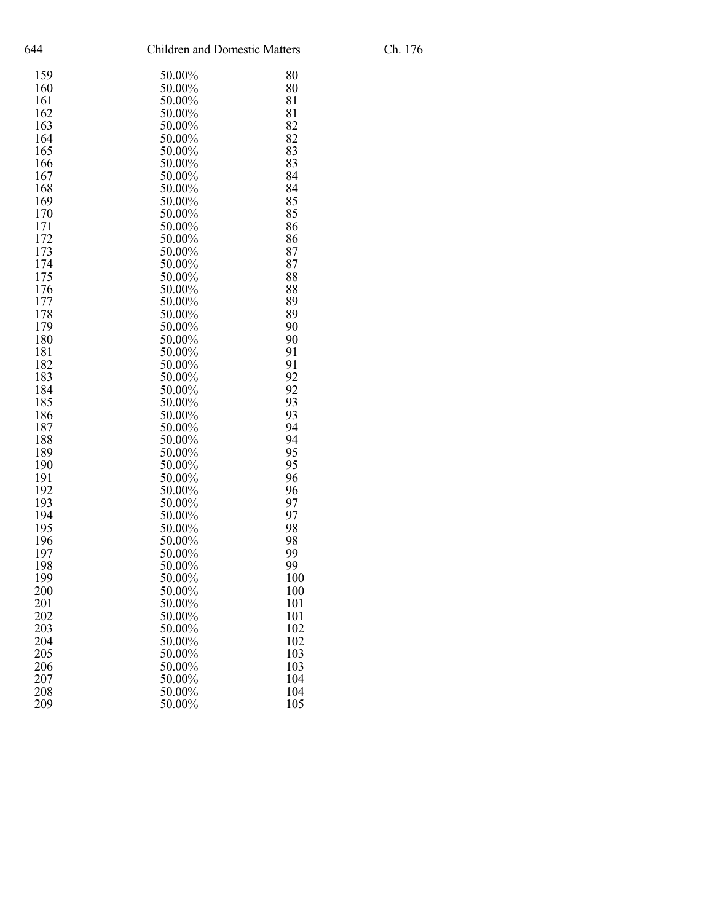| | | |
|---|---|---|
| 159 | 50.00% | 80 |
| 160 | 50.00% | 80 |
| 161 | 50.00% | 81 |
| 162 | 50.00% | 81 |
| 163 | 50.00% | 82 |
| 164 | 50.00% | 82 |
| 165 | 50.00% | 83 |
| 166 | 50.00% | 83 |
| 167 | 50.00% | 84 |
| 168 | 50.00% | 84 |
| 169 | 50.00% | 85 |
| 170 | 50.00% | 85 |
| 171 | 50.00% | 86 |
| 172 | 50.00% | 86 |
| 173 | 50.00% | 87 |
| 174 | 50.00% | 87 |
| 175 | 50.00% | 88 |
| 176 | 50.00% | 88 |
| 177 | 50.00% | 89 |
| 178 | 50.00% | 89 |
| 179 | 50.00% | 90 |
| 180 | 50.00% | 90 |
| 181 | 50.00% | 91 |
| 182 | 50.00% | 91 |
| 183 | 50.00% | 92 |
| 184 | 50.00% | 92 |
| 185 | 50.00% | 93 |
| 186 | 50.00% | 93 |
| 187 | 50.00% | 94 |
| 188 | 50.00% | 94 |
| 189 | 50.00% | 95 |
| 190 | 50.00% | 95 |
| 191 | 50.00% | 96 |
| 192 | 50.00% | 96 |
| 193 | 50.00% | 97 |
| 194 | 50.00% | 97 |
| 195 | 50.00% | 98 |
| 196 | 50.00% | 98 |
| 197 | 50.00% | 99 |
| 198 | 50.00% | 99 |
| 199 | 50.00% | 100 |
| 200 | 50.00% | 100 |
| 201 | 50.00% | 101 |
| 202 | 50.00% | 101 |
| 203 | 50.00% | 102 |
| 204 | 50.00% | 102 |
| 205 | 50.00% | 103 |
| 206 | 50.00% | 103 |
| 207 | 50.00% | 104 |
| 208 | 50.00% | 104 |
| 209 | 50.00% | 105 |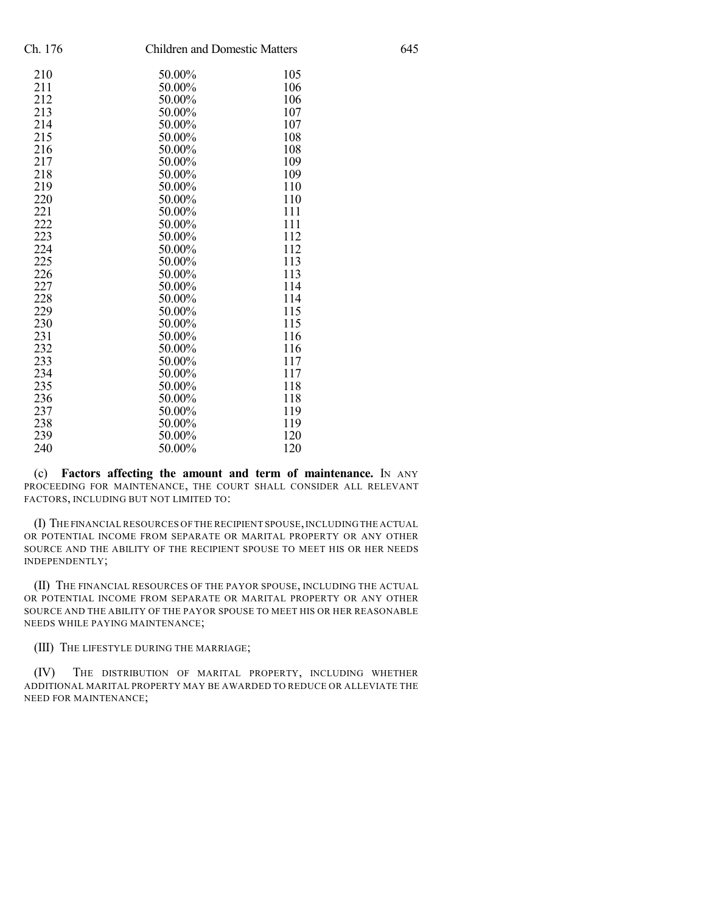| | | |
|---|---|---|
| 210 | 50.00% | 105 |
| 211 | 50.00% | 106 |
| 212 | 50.00% | 106 |
| 213 | 50.00% | 107 |
| 214 | 50.00% | 107 |
| 215 | 50.00% | 108 |
| 216 | 50.00% | 108 |
| 217 | 50.00% | 109 |
| 218 | 50.00% | 109 |
| 219 | 50.00% | 110 |
| 220 | 50.00% | 110 |
| 221 | 50.00% | 111 |
| 222 | 50.00% | 111 |
| 223 | 50.00% | 112 |
| 224 | 50.00% | 112 |
| 225 | 50.00% | 113 |
| 226 | 50.00% | 113 |
| 227 | 50.00% | 114 |
| 228 | 50.00% | 114 |
| 229 | 50.00% | 115 |
| 230 | 50.00% | 115 |
| 231 | 50.00% | 116 |
| 232 | 50.00% | 116 |
| 233 | 50.00% | 117 |
| 234 | 50.00% | 117 |
| 235 | 50.00% | 118 |
| 236 | 50.00% | 118 |
| 237 | 50.00% | 119 |
| 238 | 50.00% | 119 |
| 239 | 50.00% | 120 |
| 240 | 50.00% | 120 |

(c) **Factors affecting the amount and term of maintenance.** IN ANY PROCEEDING FOR MAINTENANCE, THE COURT SHALL CONSIDER ALL RELEVANT FACTORS, INCLUDING BUT NOT LIMITED TO:

(I) THE FINANCIAL RESOURCES OF THE RECIPIENT SPOUSE, INCLUDING THE ACTUAL OR POTENTIAL INCOME FROM SEPARATE OR MARITAL PROPERTY OR ANY OTHER SOURCE AND THE ABILITY OF THE RECIPIENT SPOUSE TO MEET HIS OR HER NEEDS INDEPENDENTLY;

(II) THE FINANCIAL RESOURCES OF THE PAYOR SPOUSE, INCLUDING THE ACTUAL OR POTENTIAL INCOME FROM SEPARATE OR MARITAL PROPERTY OR ANY OTHER SOURCE AND THE ABILITY OF THE PAYOR SPOUSE TO MEET HIS OR HER REASONABLE NEEDS WHILE PAYING MAINTENANCE;

(III) THE LIFESTYLE DURING THE MARRIAGE;

(IV) THE DISTRIBUTION OF MARITAL PROPERTY, INCLUDING WHETHER ADDITIONAL MARITAL PROPERTY MAY BE AWARDED TO REDUCE OR ALLEVIATE THE NEED FOR MAINTENANCE;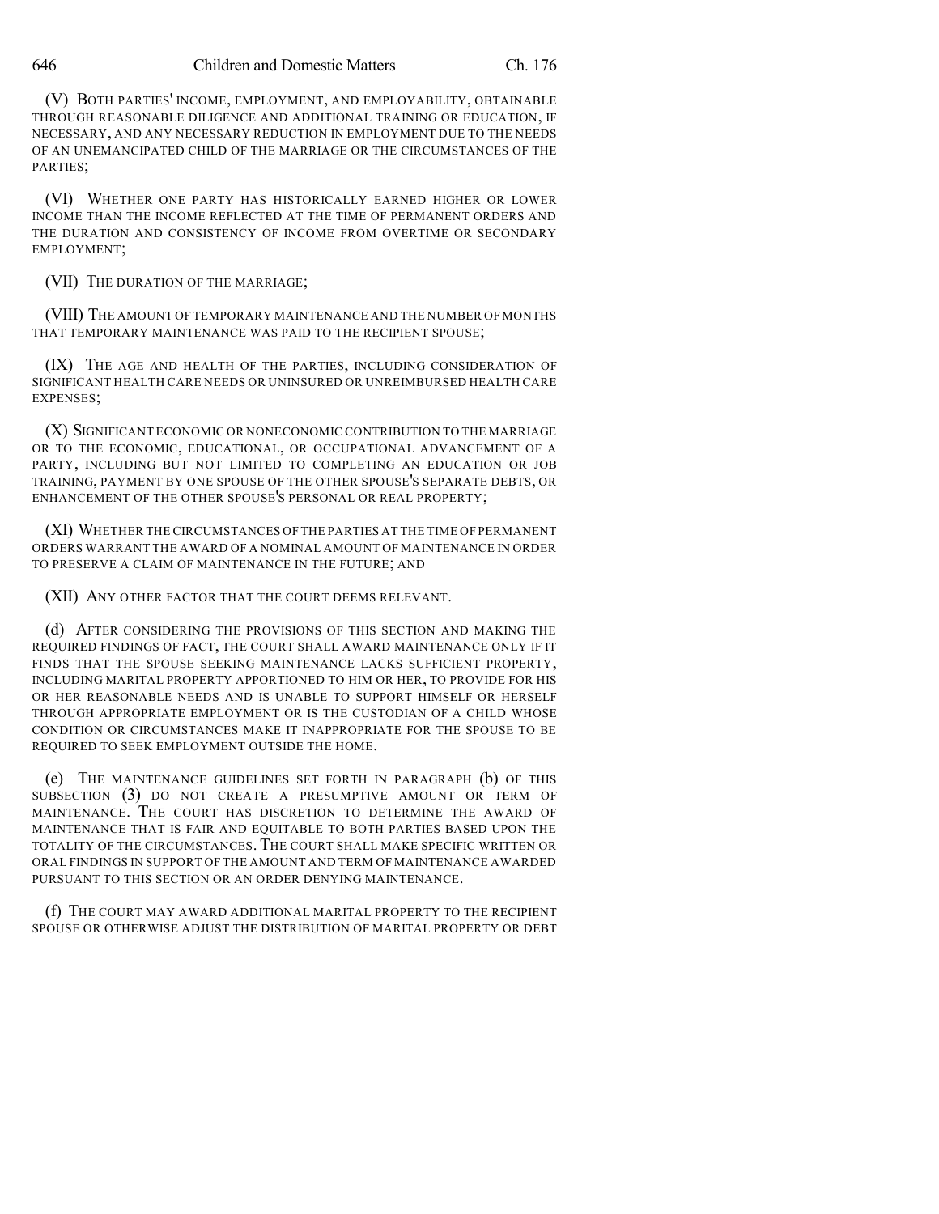(V) BOTH PARTIES' INCOME, EMPLOYMENT, AND EMPLOYABILITY, OBTAINABLE THROUGH REASONABLE DILIGENCE AND ADDITIONAL TRAINING OR EDUCATION, IF NECESSARY, AND ANY NECESSARY REDUCTION IN EMPLOYMENT DUE TO THE NEEDS OF AN UNEMANCIPATED CHILD OF THE MARRIAGE OR THE CIRCUMSTANCES OF THE PARTIES;

(VI) WHETHER ONE PARTY HAS HISTORICALLY EARNED HIGHER OR LOWER INCOME THAN THE INCOME REFLECTED AT THE TIME OF PERMANENT ORDERS AND THE DURATION AND CONSISTENCY OF INCOME FROM OVERTIME OR SECONDARY EMPLOYMENT;

(VII) THE DURATION OF THE MARRIAGE;

(VIII) THE AMOUNT OF TEMPORARY MAINTENANCE AND THE NUMBER OF MONTHS THAT TEMPORARY MAINTENANCE WAS PAID TO THE RECIPIENT SPOUSE;

(IX) THE AGE AND HEALTH OF THE PARTIES, INCLUDING CONSIDERATION OF SIGNIFICANT HEALTH CARE NEEDS OR UNINSURED OR UNREIMBURSED HEALTH CARE EXPENSES;

(X) SIGNIFICANT ECONOMIC OR NONECONOMIC CONTRIBUTION TO THE MARRIAGE OR TO THE ECONOMIC, EDUCATIONAL, OR OCCUPATIONAL ADVANCEMENT OF A PARTY, INCLUDING BUT NOT LIMITED TO COMPLETING AN EDUCATION OR JOB TRAINING, PAYMENT BY ONE SPOUSE OF THE OTHER SPOUSE'S SEPARATE DEBTS, OR ENHANCEMENT OF THE OTHER SPOUSE'S PERSONAL OR REAL PROPERTY;

(XI) WHETHER THE CIRCUMSTANCES OF THE PARTIES AT THE TIME OF PERMANENT ORDERS WARRANT THE AWARD OF A NOMINAL AMOUNT OF MAINTENANCE IN ORDER TO PRESERVE A CLAIM OF MAINTENANCE IN THE FUTURE; AND

(XII) ANY OTHER FACTOR THAT THE COURT DEEMS RELEVANT.

(d) AFTER CONSIDERING THE PROVISIONS OF THIS SECTION AND MAKING THE REQUIRED FINDINGS OF FACT, THE COURT SHALL AWARD MAINTENANCE ONLY IF IT FINDS THAT THE SPOUSE SEEKING MAINTENANCE LACKS SUFFICIENT PROPERTY, INCLUDING MARITAL PROPERTY APPORTIONED TO HIM OR HER, TO PROVIDE FOR HIS OR HER REASONABLE NEEDS AND IS UNABLE TO SUPPORT HIMSELF OR HERSELF THROUGH APPROPRIATE EMPLOYMENT OR IS THE CUSTODIAN OF A CHILD WHOSE CONDITION OR CIRCUMSTANCES MAKE IT INAPPROPRIATE FOR THE SPOUSE TO BE REQUIRED TO SEEK EMPLOYMENT OUTSIDE THE HOME.

(e) THE MAINTENANCE GUIDELINES SET FORTH IN PARAGRAPH (b) OF THIS SUBSECTION (3) DO NOT CREATE A PRESUMPTIVE AMOUNT OR TERM OF MAINTENANCE. THE COURT HAS DISCRETION TO DETERMINE THE AWARD OF MAINTENANCE THAT IS FAIR AND EQUITABLE TO BOTH PARTIES BASED UPON THE TOTALITY OF THE CIRCUMSTANCES. THE COURT SHALL MAKE SPECIFIC WRITTEN OR ORAL FINDINGS IN SUPPORT OF THE AMOUNT AND TERM OF MAINTENANCE AWARDED PURSUANT TO THIS SECTION OR AN ORDER DENYING MAINTENANCE.

(f) THE COURT MAY AWARD ADDITIONAL MARITAL PROPERTY TO THE RECIPIENT SPOUSE OR OTHERWISE ADJUST THE DISTRIBUTION OF MARITAL PROPERTY OR DEBT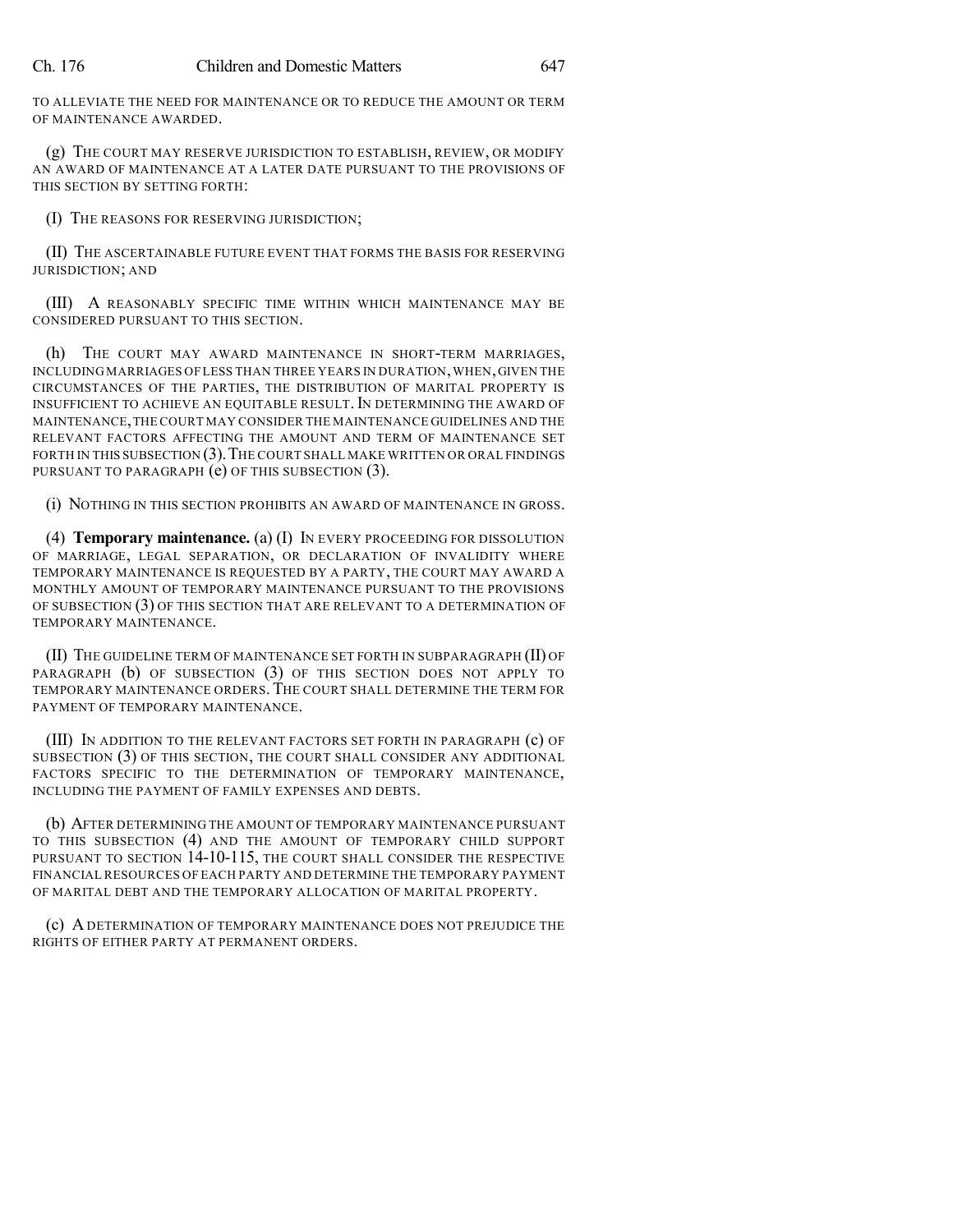TO ALLEVIATE THE NEED FOR MAINTENANCE OR TO REDUCE THE AMOUNT OR TERM OF MAINTENANCE AWARDED.

(g) THE COURT MAY RESERVE JURISDICTION TO ESTABLISH, REVIEW, OR MODIFY AN AWARD OF MAINTENANCE AT A LATER DATE PURSUANT TO THE PROVISIONS OF THIS SECTION BY SETTING FORTH:

(I) THE REASONS FOR RESERVING JURISDICTION;

(II) THE ASCERTAINABLE FUTURE EVENT THAT FORMS THE BASIS FOR RESERVING JURISDICTION; AND

(III) A REASONABLY SPECIFIC TIME WITHIN WHICH MAINTENANCE MAY BE CONSIDERED PURSUANT TO THIS SECTION.

(h) THE COURT MAY AWARD MAINTENANCE IN SHORT-TERM MARRIAGES, INCLUDING MARRIAGES OF LESS THAN THREE YEARS IN DURATION, WHEN, GIVEN THE CIRCUMSTANCES OF THE PARTIES, THE DISTRIBUTION OF MARITAL PROPERTY IS INSUFFICIENT TO ACHIEVE AN EQUITABLE RESULT. IN DETERMINING THE AWARD OF MAINTENANCE, THE COURT MAY CONSIDER THE MAINTENANCE GUIDELINES AND THE RELEVANT FACTORS AFFECTING THE AMOUNT AND TERM OF MAINTENANCE SET FORTH IN THIS SUBSECTION (3). THE COURT SHALL MAKE WRITTEN OR ORAL FINDINGS PURSUANT TO PARAGRAPH (e) OF THIS SUBSECTION (3).

(i) NOTHING IN THIS SECTION PROHIBITS AN AWARD OF MAINTENANCE IN GROSS.

(4) **Temporary maintenance.** (a) (I) IN EVERY PROCEEDING FOR DISSOLUTION OF MARRIAGE, LEGAL SEPARATION, OR DECLARATION OF INVALIDITY WHERE TEMPORARY MAINTENANCE IS REQUESTED BY A PARTY, THE COURT MAY AWARD A MONTHLY AMOUNT OF TEMPORARY MAINTENANCE PURSUANT TO THE PROVISIONS OF SUBSECTION (3) OF THIS SECTION THAT ARE RELEVANT TO A DETERMINATION OF TEMPORARY MAINTENANCE.

(II) THE GUIDELINE TERM OF MAINTENANCE SET FORTH IN SUBPARAGRAPH (II) OF PARAGRAPH (b) OF SUBSECTION (3) OF THIS SECTION DOES NOT APPLY TO TEMPORARY MAINTENANCE ORDERS. THE COURT SHALL DETERMINE THE TERM FOR PAYMENT OF TEMPORARY MAINTENANCE.

(III) IN ADDITION TO THE RELEVANT FACTORS SET FORTH IN PARAGRAPH (c) OF SUBSECTION (3) OF THIS SECTION, THE COURT SHALL CONSIDER ANY ADDITIONAL FACTORS SPECIFIC TO THE DETERMINATION OF TEMPORARY MAINTENANCE, INCLUDING THE PAYMENT OF FAMILY EXPENSES AND DEBTS.

(b) AFTER DETERMINING THE AMOUNT OF TEMPORARY MAINTENANCE PURSUANT TO THIS SUBSECTION (4) AND THE AMOUNT OF TEMPORARY CHILD SUPPORT PURSUANT TO SECTION 14-10-115, THE COURT SHALL CONSIDER THE RESPECTIVE FINANCIAL RESOURCES OF EACH PARTY AND DETERMINE THE TEMPORARY PAYMENT OF MARITAL DEBT AND THE TEMPORARY ALLOCATION OF MARITAL PROPERTY.

(c) A DETERMINATION OF TEMPORARY MAINTENANCE DOES NOT PREJUDICE THE RIGHTS OF EITHER PARTY AT PERMANENT ORDERS.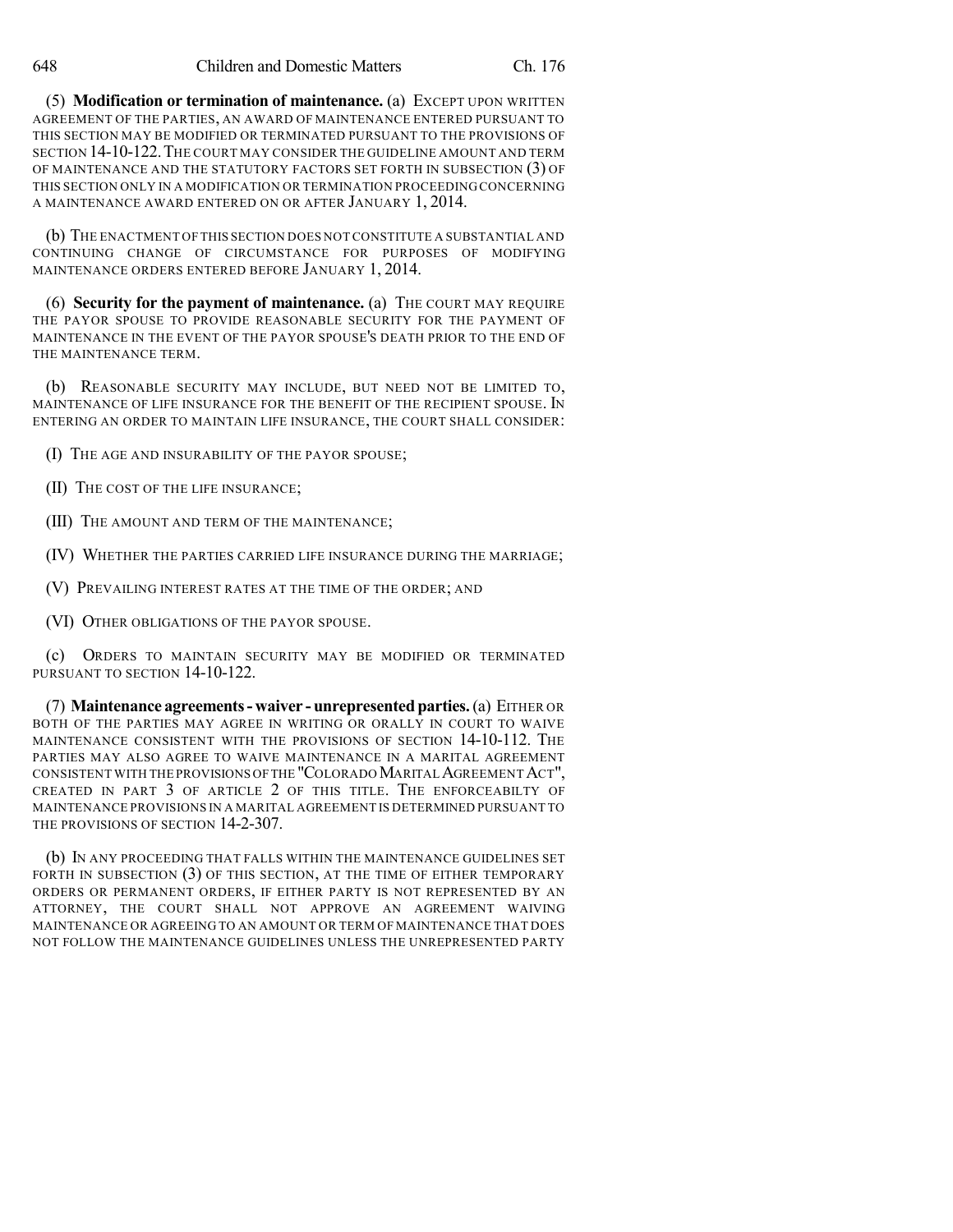(5) **Modification or termination of maintenance.** (a) EXCEPT UPON WRITTEN AGREEMENT OF THE PARTIES, AN AWARD OF MAINTENANCE ENTERED PURSUANT TO THIS SECTION MAY BE MODIFIED OR TERMINATED PURSUANT TO THE PROVISIONS OF SECTION 14-10-122. THE COURT MAY CONSIDER THE GUIDELINE AMOUNT AND TERM OF MAINTENANCE AND THE STATUTORY FACTORS SET FORTH IN SUBSECTION (3) OF THIS SECTION ONLY IN A MODIFICATION OR TERMINATION PROCEEDING CONCERNING A MAINTENANCE AWARD ENTERED ON OR AFTER JANUARY 1, 2014.

(b) THE ENACTMENT OF THIS SECTION DOES NOT CONSTITUTE A SUBSTANTIAL AND CONTINUING CHANGE OF CIRCUMSTANCE FOR PURPOSES OF MODIFYING MAINTENANCE ORDERS ENTERED BEFORE JANUARY 1, 2014.

(6) **Security for the payment of maintenance.** (a) THE COURT MAY REQUIRE THE PAYOR SPOUSE TO PROVIDE REASONABLE SECURITY FOR THE PAYMENT OF MAINTENANCE IN THE EVENT OF THE PAYOR SPOUSE'S DEATH PRIOR TO THE END OF THE MAINTENANCE TERM.

(b) REASONABLE SECURITY MAY INCLUDE, BUT NEED NOT BE LIMITED TO, MAINTENANCE OF LIFE INSURANCE FOR THE BENEFIT OF THE RECIPIENT SPOUSE. IN ENTERING AN ORDER TO MAINTAIN LIFE INSURANCE, THE COURT SHALL CONSIDER:

(I) THE AGE AND INSURABILITY OF THE PAYOR SPOUSE;

(II) THE COST OF THE LIFE INSURANCE;

(III) THE AMOUNT AND TERM OF THE MAINTENANCE;

(IV) WHETHER THE PARTIES CARRIED LIFE INSURANCE DURING THE MARRIAGE;

(V) PREVAILING INTEREST RATES AT THE TIME OF THE ORDER; AND

(VI) OTHER OBLIGATIONS OF THE PAYOR SPOUSE.

(c) ORDERS TO MAINTAIN SECURITY MAY BE MODIFIED OR TERMINATED PURSUANT TO SECTION 14-10-122.

(7) **Maintenance agreements - waiver - unrepresented parties.** (a) EITHER OR BOTH OF THE PARTIES MAY AGREE IN WRITING OR ORALLY IN COURT TO WAIVE MAINTENANCE CONSISTENT WITH THE PROVISIONS OF SECTION 14-10-112. THE PARTIES MAY ALSO AGREE TO WAIVE MAINTENANCE IN A MARITAL AGREEMENT CONSISTENT WITH THE PROVISIONS OF THE "COLORADO MARITAL AGREEMENT ACT", CREATED IN PART 3 OF ARTICLE 2 OF THIS TITLE. THE ENFORCEABILTY OF MAINTENANCE PROVISIONS IN A MARITAL AGREEMENT IS DETERMINED PURSUANT TO THE PROVISIONS OF SECTION 14-2-307.

(b) IN ANY PROCEEDING THAT FALLS WITHIN THE MAINTENANCE GUIDELINES SET FORTH IN SUBSECTION (3) OF THIS SECTION, AT THE TIME OF EITHER TEMPORARY ORDERS OR PERMANENT ORDERS, IF EITHER PARTY IS NOT REPRESENTED BY AN ATTORNEY, THE COURT SHALL NOT APPROVE AN AGREEMENT WAIVING MAINTENANCE OR AGREEING TO AN AMOUNT OR TERM OF MAINTENANCE THAT DOES NOT FOLLOW THE MAINTENANCE GUIDELINES UNLESS THE UNREPRESENTED PARTY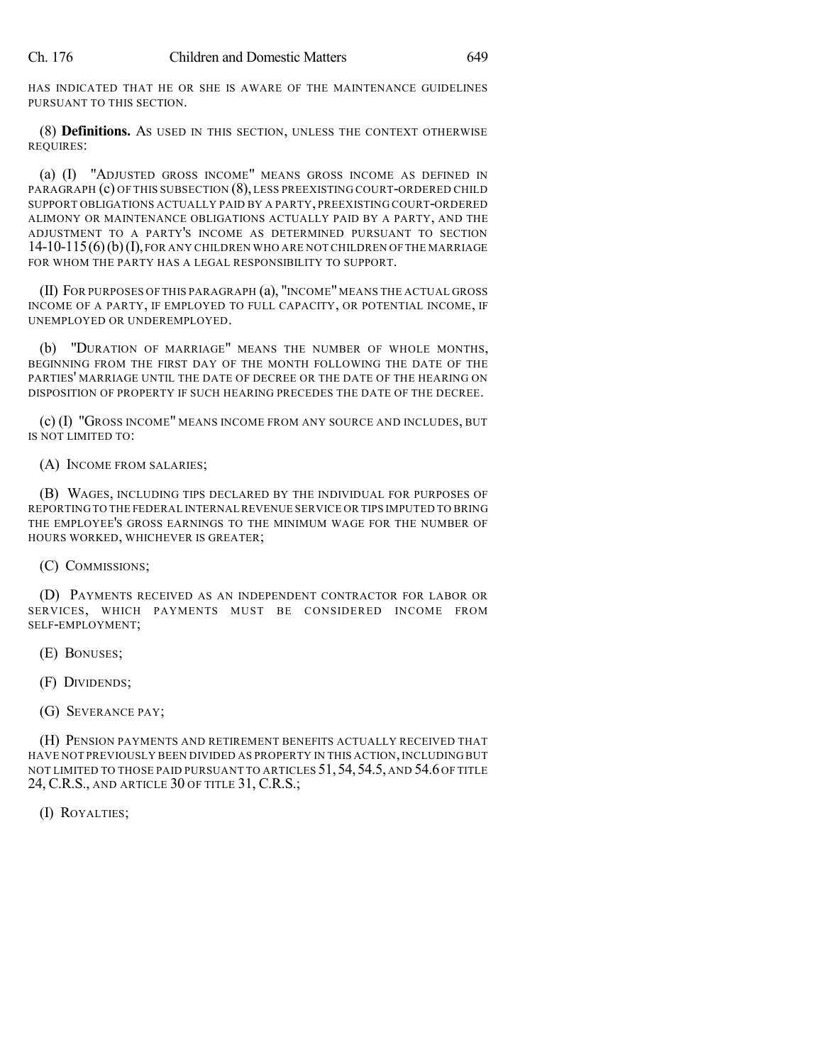HAS INDICATED THAT HE OR SHE IS AWARE OF THE MAINTENANCE GUIDELINES PURSUANT TO THIS SECTION.

(8) **Definitions.** AS USED IN THIS SECTION, UNLESS THE CONTEXT OTHERWISE REQUIRES:

(a) (I) "ADJUSTED GROSS INCOME" MEANS GROSS INCOME AS DEFINED IN PARAGRAPH (c) OF THIS SUBSECTION (8), LESS PREEXISTING COURT-ORDERED CHILD SUPPORT OBLIGATIONS ACTUALLY PAID BY A PARTY, PREEXISTING COURT-ORDERED ALIMONY OR MAINTENANCE OBLIGATIONS ACTUALLY PAID BY A PARTY, AND THE ADJUSTMENT TO A PARTY'S INCOME AS DETERMINED PURSUANT TO SECTION 14-10-115 (6)(b)(I), FOR ANY CHILDREN WHO ARE NOT CHILDREN OF THE MARRIAGE FOR WHOM THE PARTY HAS A LEGAL RESPONSIBILITY TO SUPPORT.

(II) FOR PURPOSES OF THIS PARAGRAPH (a), "INCOME" MEANS THE ACTUAL GROSS INCOME OF A PARTY, IF EMPLOYED TO FULL CAPACITY, OR POTENTIAL INCOME, IF UNEMPLOYED OR UNDEREMPLOYED.

(b) "DURATION OF MARRIAGE" MEANS THE NUMBER OF WHOLE MONTHS, BEGINNING FROM THE FIRST DAY OF THE MONTH FOLLOWING THE DATE OF THE PARTIES' MARRIAGE UNTIL THE DATE OF DECREE OR THE DATE OF THE HEARING ON DISPOSITION OF PROPERTY IF SUCH HEARING PRECEDES THE DATE OF THE DECREE.

(c) (I) "GROSS INCOME" MEANS INCOME FROM ANY SOURCE AND INCLUDES, BUT IS NOT LIMITED TO:

(A) INCOME FROM SALARIES;

(B) WAGES, INCLUDING TIPS DECLARED BY THE INDIVIDUAL FOR PURPOSES OF REPORTING TO THE FEDERAL INTERNAL REVENUE SERVICE OR TIPS IMPUTED TO BRING THE EMPLOYEE'S GROSS EARNINGS TO THE MINIMUM WAGE FOR THE NUMBER OF HOURS WORKED, WHICHEVER IS GREATER;

(C) COMMISSIONS;

(D) PAYMENTS RECEIVED AS AN INDEPENDENT CONTRACTOR FOR LABOR OR SERVICES, WHICH PAYMENTS MUST BE CONSIDERED INCOME FROM SELF-EMPLOYMENT;

(E) BONUSES;

(F) DIVIDENDS;

(G) SEVERANCE PAY;

(H) PENSION PAYMENTS AND RETIREMENT BENEFITS ACTUALLY RECEIVED THAT HAVE NOT PREVIOUSLY BEEN DIVIDED AS PROPERTY IN THIS ACTION, INCLUDING BUT NOT LIMITED TO THOSE PAID PURSUANT TO ARTICLES 51, 54, 54.5, AND 54.6 OF TITLE 24, C.R.S., AND ARTICLE 30 OF TITLE 31, C.R.S.;

(I) ROYALTIES;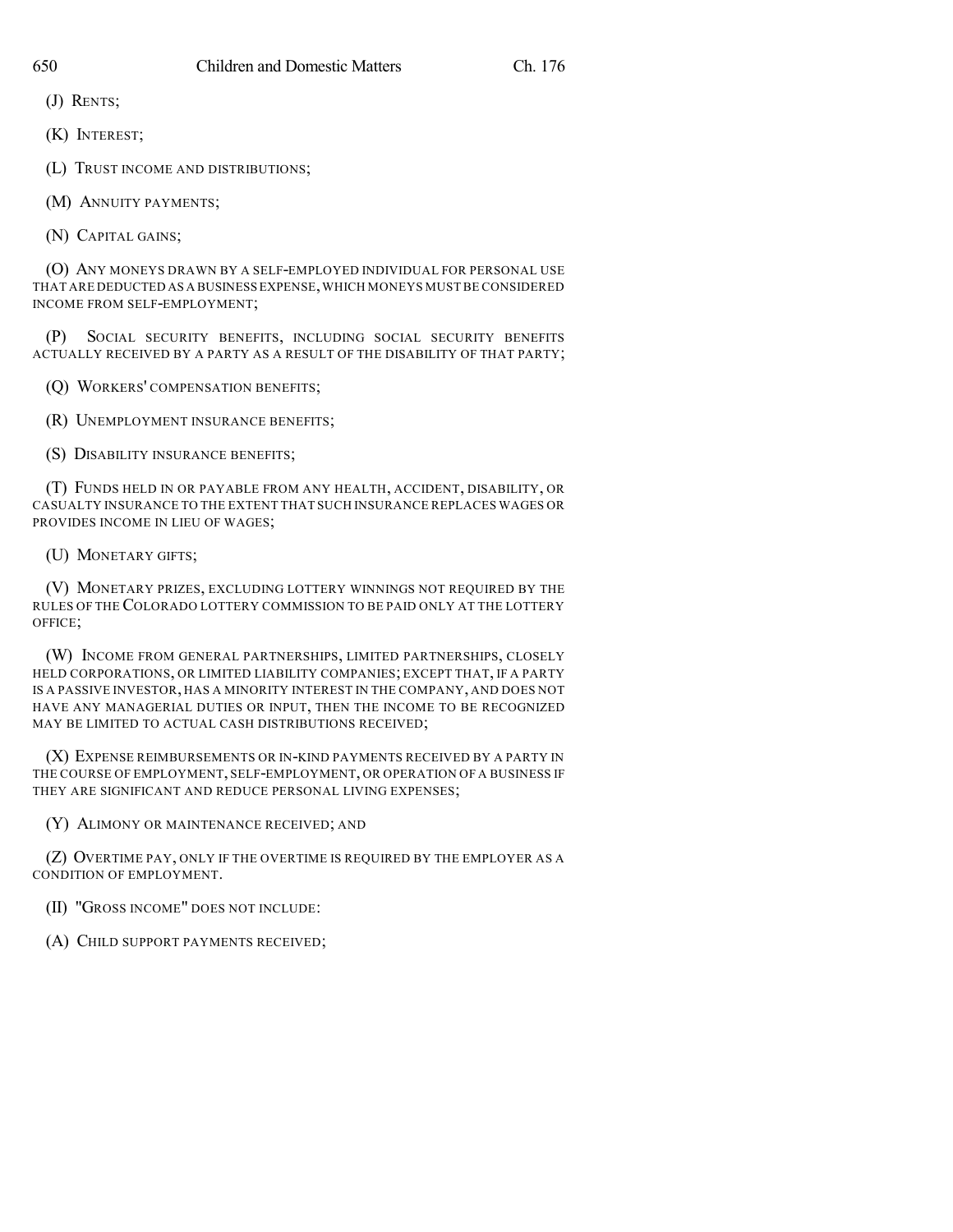(J) RENTS;

(K) INTEREST;

(L) TRUST INCOME AND DISTRIBUTIONS;

(M) ANNUITY PAYMENTS;

(N) CAPITAL GAINS;

(O) ANY MONEYS DRAWN BY A SELF-EMPLOYED INDIVIDUAL FOR PERSONAL USE THAT ARE DEDUCTED AS A BUSINESS EXPENSE, WHICH MONEYS MUST BE CONSIDERED INCOME FROM SELF-EMPLOYMENT;

(P) SOCIAL SECURITY BENEFITS, INCLUDING SOCIAL SECURITY BENEFITS ACTUALLY RECEIVED BY A PARTY AS A RESULT OF THE DISABILITY OF THAT PARTY;

(Q) WORKERS' COMPENSATION BENEFITS;

(R) UNEMPLOYMENT INSURANCE BENEFITS;

(S) DISABILITY INSURANCE BENEFITS;

(T) FUNDS HELD IN OR PAYABLE FROM ANY HEALTH, ACCIDENT, DISABILITY, OR CASUALTY INSURANCE TO THE EXTENT THAT SUCH INSURANCE REPLACES WAGES OR PROVIDES INCOME IN LIEU OF WAGES;

(U) MONETARY GIFTS;

(V) MONETARY PRIZES, EXCLUDING LOTTERY WINNINGS NOT REQUIRED BY THE RULES OF THE COLORADO LOTTERY COMMISSION TO BE PAID ONLY AT THE LOTTERY OFFICE;

(W) INCOME FROM GENERAL PARTNERSHIPS, LIMITED PARTNERSHIPS, CLOSELY HELD CORPORATIONS, OR LIMITED LIABILITY COMPANIES; EXCEPT THAT, IF A PARTY IS A PASSIVE INVESTOR, HAS A MINORITY INTEREST IN THE COMPANY, AND DOES NOT HAVE ANY MANAGERIAL DUTIES OR INPUT, THEN THE INCOME TO BE RECOGNIZED MAY BE LIMITED TO ACTUAL CASH DISTRIBUTIONS RECEIVED;

(X) EXPENSE REIMBURSEMENTS OR IN-KIND PAYMENTS RECEIVED BY A PARTY IN THE COURSE OF EMPLOYMENT, SELF-EMPLOYMENT, OR OPERATION OF A BUSINESS IF THEY ARE SIGNIFICANT AND REDUCE PERSONAL LIVING EXPENSES;

(Y) ALIMONY OR MAINTENANCE RECEIVED; AND

(Z) OVERTIME PAY, ONLY IF THE OVERTIME IS REQUIRED BY THE EMPLOYER AS A CONDITION OF EMPLOYMENT.

(II) "GROSS INCOME" DOES NOT INCLUDE:

(A) CHILD SUPPORT PAYMENTS RECEIVED;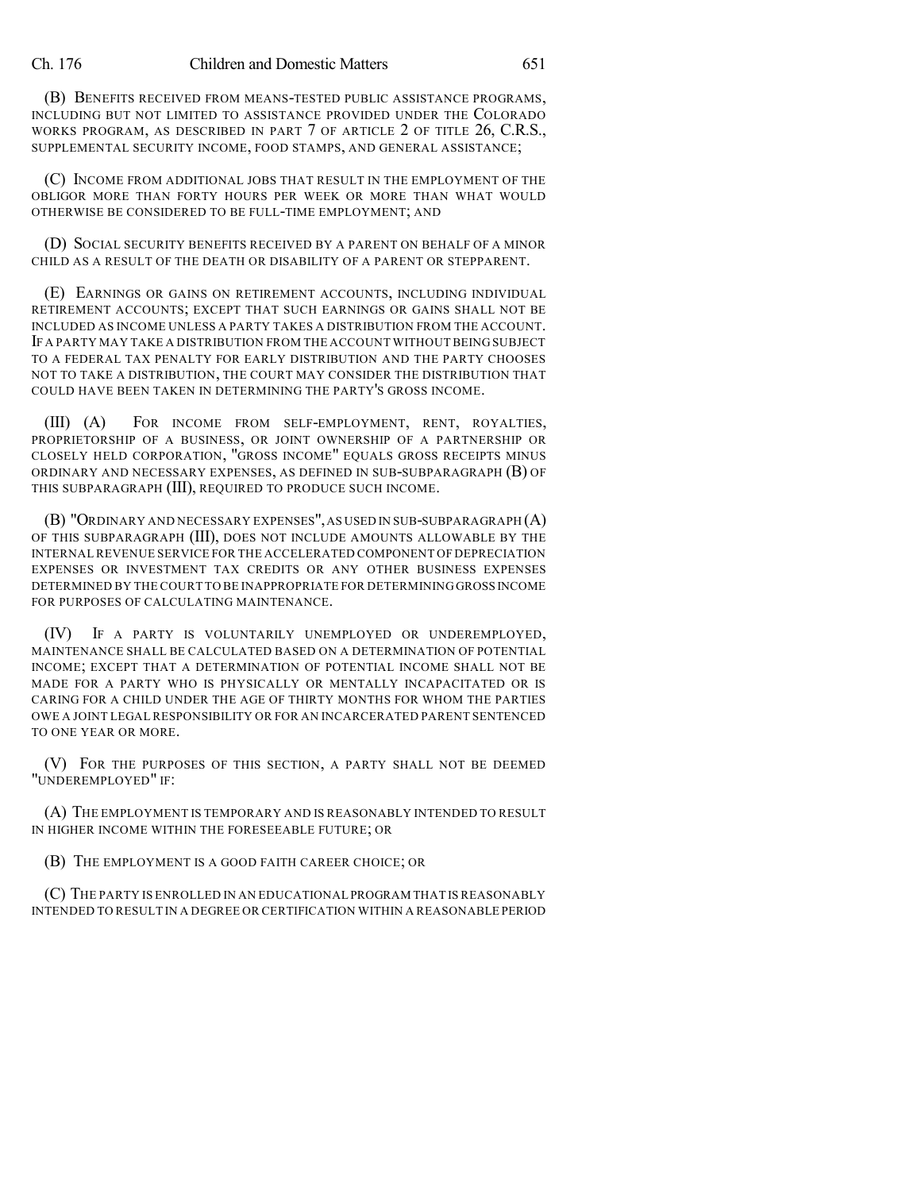(B) BENEFITS RECEIVED FROM MEANS-TESTED PUBLIC ASSISTANCE PROGRAMS, INCLUDING BUT NOT LIMITED TO ASSISTANCE PROVIDED UNDER THE COLORADO WORKS PROGRAM, AS DESCRIBED IN PART 7 OF ARTICLE 2 OF TITLE 26, C.R.S., SUPPLEMENTAL SECURITY INCOME, FOOD STAMPS, AND GENERAL ASSISTANCE;

(C) INCOME FROM ADDITIONAL JOBS THAT RESULT IN THE EMPLOYMENT OF THE OBLIGOR MORE THAN FORTY HOURS PER WEEK OR MORE THAN WHAT WOULD OTHERWISE BE CONSIDERED TO BE FULL-TIME EMPLOYMENT; AND

(D) SOCIAL SECURITY BENEFITS RECEIVED BY A PARENT ON BEHALF OF A MINOR CHILD AS A RESULT OF THE DEATH OR DISABILITY OF A PARENT OR STEPPARENT.

(E) EARNINGS OR GAINS ON RETIREMENT ACCOUNTS, INCLUDING INDIVIDUAL RETIREMENT ACCOUNTS; EXCEPT THAT SUCH EARNINGS OR GAINS SHALL NOT BE INCLUDED AS INCOME UNLESS A PARTY TAKES A DISTRIBUTION FROM THE ACCOUNT. IF A PARTY MAY TAKE A DISTRIBUTION FROM THE ACCOUNT WITHOUT BEING SUBJECT TO A FEDERAL TAX PENALTY FOR EARLY DISTRIBUTION AND THE PARTY CHOOSES NOT TO TAKE A DISTRIBUTION, THE COURT MAY CONSIDER THE DISTRIBUTION THAT COULD HAVE BEEN TAKEN IN DETERMINING THE PARTY'S GROSS INCOME.

(III) (A) FOR INCOME FROM SELF-EMPLOYMENT, RENT, ROYALTIES, PROPRIETORSHIP OF A BUSINESS, OR JOINT OWNERSHIP OF A PARTNERSHIP OR CLOSELY HELD CORPORATION, "GROSS INCOME" EQUALS GROSS RECEIPTS MINUS ORDINARY AND NECESSARY EXPENSES, AS DEFINED IN SUB-SUBPARAGRAPH (B) OF THIS SUBPARAGRAPH (III), REQUIRED TO PRODUCE SUCH INCOME.

(B) "ORDINARY AND NECESSARY EXPENSES", AS USED IN SUB-SUBPARAGRAPH (A) OF THIS SUBPARAGRAPH (III), DOES NOT INCLUDE AMOUNTS ALLOWABLE BY THE INTERNAL REVENUE SERVICE FOR THE ACCELERATED COMPONENT OF DEPRECIATION EXPENSES OR INVESTMENT TAX CREDITS OR ANY OTHER BUSINESS EXPENSES DETERMINED BY THE COURT TO BE INAPPROPRIATE FOR DETERMINING GROSS INCOME FOR PURPOSES OF CALCULATING MAINTENANCE.

(IV) IF A PARTY IS VOLUNTARILY UNEMPLOYED OR UNDEREMPLOYED, MAINTENANCE SHALL BE CALCULATED BASED ON A DETERMINATION OF POTENTIAL INCOME; EXCEPT THAT A DETERMINATION OF POTENTIAL INCOME SHALL NOT BE MADE FOR A PARTY WHO IS PHYSICALLY OR MENTALLY INCAPACITATED OR IS CARING FOR A CHILD UNDER THE AGE OF THIRTY MONTHS FOR WHOM THE PARTIES OWE A JOINT LEGAL RESPONSIBILITY OR FOR AN INCARCERATED PARENT SENTENCED TO ONE YEAR OR MORE.

(V) FOR THE PURPOSES OF THIS SECTION, A PARTY SHALL NOT BE DEEMED "UNDEREMPLOYED" IF:

(A) THE EMPLOYMENT IS TEMPORARY AND IS REASONABLY INTENDED TO RESULT IN HIGHER INCOME WITHIN THE FORESEEABLE FUTURE; OR

(B) THE EMPLOYMENT IS A GOOD FAITH CAREER CHOICE; OR

(C) THE PARTY IS ENROLLED IN AN EDUCATIONAL PROGRAM THAT IS REASONABLY INTENDED TO RESULT IN A DEGREE OR CERTIFICATION WITHIN A REASONABLE PERIOD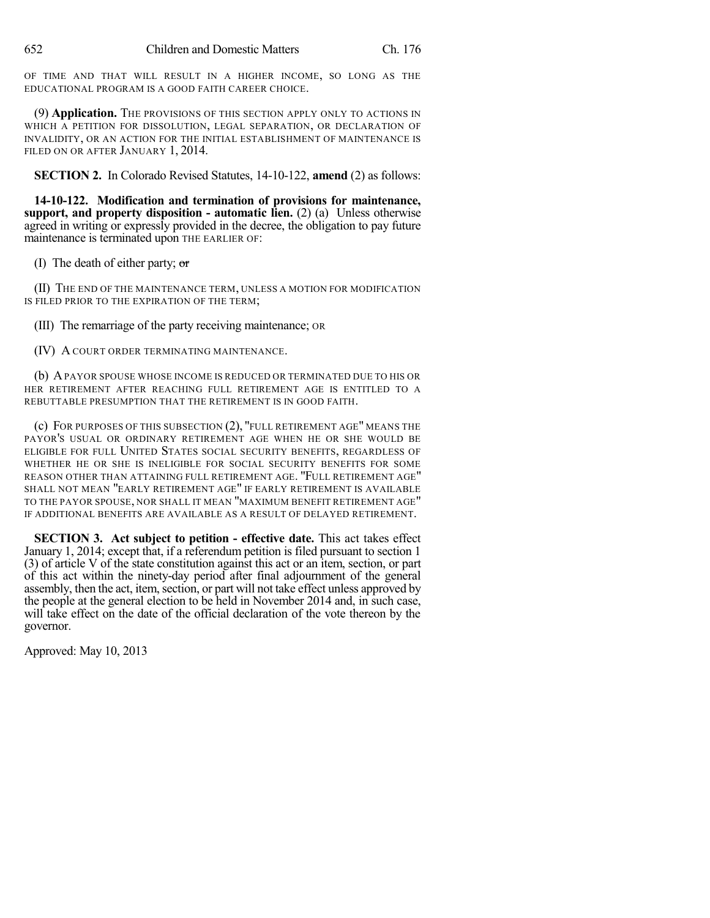OF TIME AND THAT WILL RESULT IN A HIGHER INCOME, SO LONG AS THE EDUCATIONAL PROGRAM IS A GOOD FAITH CAREER CHOICE.

(9) **Application.** THE PROVISIONS OF THIS SECTION APPLY ONLY TO ACTIONS IN WHICH A PETITION FOR DISSOLUTION, LEGAL SEPARATION, OR DECLARATION OF INVALIDITY, OR AN ACTION FOR THE INITIAL ESTABLISHMENT OF MAINTENANCE IS FILED ON OR AFTER JANUARY 1, 2014.

**SECTION 2.** In Colorado Revised Statutes, 14-10-122, **amend** (2) as follows:

**14-10-122. Modification and termination of provisions for maintenance, support, and property disposition - automatic lien.** (2) (a) Unless otherwise agreed in writing or expressly provided in the decree, the obligation to pay future maintenance is terminated upon THE EARLIER OF:

(I) The death of either party; ~~or~~

(II) THE END OF THE MAINTENANCE TERM, UNLESS A MOTION FOR MODIFICATION IS FILED PRIOR TO THE EXPIRATION OF THE TERM;

(III) The remarriage of the party receiving maintenance; OR

(IV) A COURT ORDER TERMINATING MAINTENANCE.

(b) A PAYOR SPOUSE WHOSE INCOME IS REDUCED OR TERMINATED DUE TO HIS OR HER RETIREMENT AFTER REACHING FULL RETIREMENT AGE IS ENTITLED TO A REBUTTABLE PRESUMPTION THAT THE RETIREMENT IS IN GOOD FAITH.

(c) FOR PURPOSES OF THIS SUBSECTION (2), "FULL RETIREMENT AGE" MEANS THE PAYOR'S USUAL OR ORDINARY RETIREMENT AGE WHEN HE OR SHE WOULD BE ELIGIBLE FOR FULL UNITED STATES SOCIAL SECURITY BENEFITS, REGARDLESS OF WHETHER HE OR SHE IS INELIGIBLE FOR SOCIAL SECURITY BENEFITS FOR SOME REASON OTHER THAN ATTAINING FULL RETIREMENT AGE. "FULL RETIREMENT AGE" SHALL NOT MEAN "EARLY RETIREMENT AGE" IF EARLY RETIREMENT IS AVAILABLE TO THE PAYOR SPOUSE, NOR SHALL IT MEAN "MAXIMUM BENEFIT RETIREMENT AGE" IF ADDITIONAL BENEFITS ARE AVAILABLE AS A RESULT OF DELAYED RETIREMENT.

**SECTION 3. Act subject to petition - effective date.** This act takes effect January 1, 2014; except that, if a referendum petition is filed pursuant to section 1 (3) of article V of the state constitution against this act or an item, section, or part of this act within the ninety-day period after final adjournment of the general assembly, then the act, item, section, or part will not take effect unless approved by the people at the general election to be held in November 2014 and, in such case, will take effect on the date of the official declaration of the vote thereon by the governor.

Approved: May 10, 2013